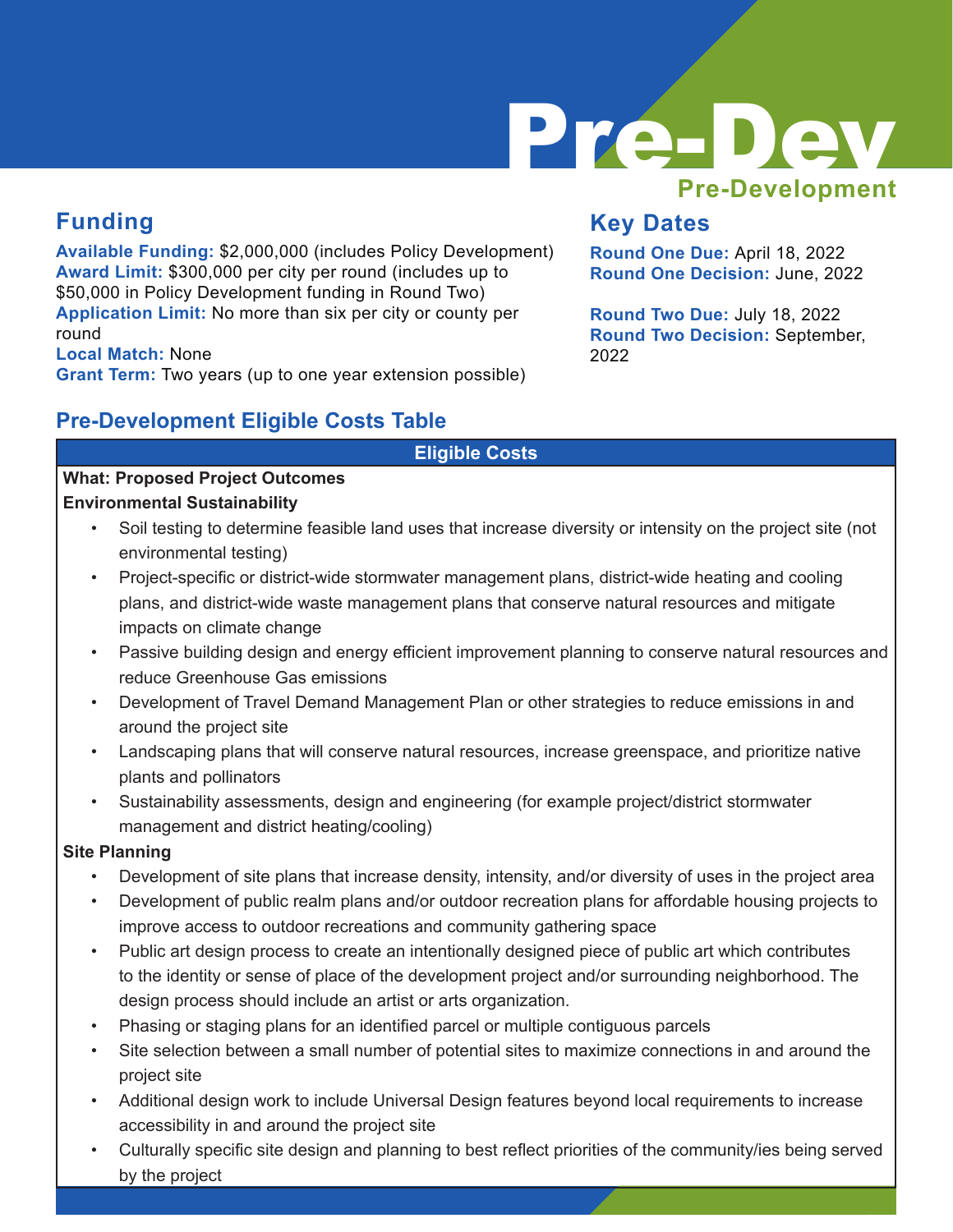# Pre-Dev

## Pre-Development

## Funding

**Available Funding:** $2,000,000 (includes Policy Development)
**Award Limit:** $300,000 per city per round (includes up to $50,000 in Policy Development funding in Round Two)
**Application Limit:** No more than six per city or county per round
**Local Match:** None
**Grant Term:** Two years (up to one year extension possible)

## Key Dates

**Round One Due:** April 18, 2022
**Round One Decision:** June, 2022

**Round Two Due:** July 18, 2022
**Round Two Decision:** September, 2022

## Pre-Development Eligible Costs Table

| Eligible Costs |
|---|
| **What: Proposed Project Outcomes** |
| **Environmental Sustainability** |
| • Soil testing to determine feasible land uses that increase diversity or intensity on the project site (not environmental testing) |
| • Project-specific or district-wide stormwater management plans, district-wide heating and cooling plans, and district-wide waste management plans that conserve natural resources and mitigate impacts on climate change |
| • Passive building design and energy efficient improvement planning to conserve natural resources and reduce Greenhouse Gas emissions |
| • Development of Travel Demand Management Plan or other strategies to reduce emissions in and around the project site |
| • Landscaping plans that will conserve natural resources, increase greenspace, and prioritize native plants and pollinators |
| • Sustainability assessments, design and engineering (for example project/district stormwater management and district heating/cooling) |
| **Site Planning** |
| • Development of site plans that increase density, intensity, and/or diversity of uses in the project area |
| • Development of public realm plans and/or outdoor recreation plans for affordable housing projects to improve access to outdoor recreations and community gathering space |
| • Public art design process to create an intentionally designed piece of public art which contributes to the identity or sense of place of the development project and/or surrounding neighborhood. The design process should include an artist or arts organization. |
| • Phasing or staging plans for an identified parcel or multiple contiguous parcels |
| • Site selection between a small number of potential sites to maximize connections in and around the project site |
| • Additional design work to include Universal Design features beyond local requirements to increase accessibility in and around the project site |
| • Culturally specific site design and planning to best reflect priorities of the community/ies being served by the project |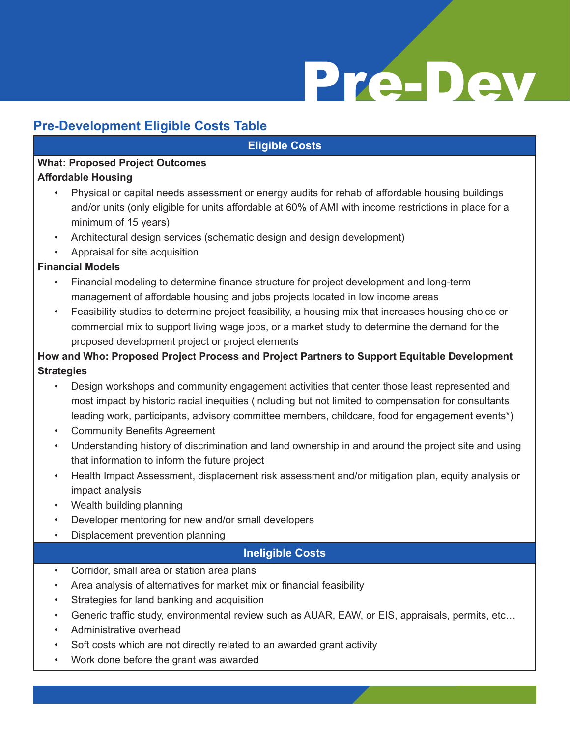# Pre-Dev

## Pre-Development Eligible Costs Table

### Eligible Costs

**What: Proposed Project Outcomes**

**Affordable Housing**

- Physical or capital needs assessment or energy audits for rehab of affordable housing buildings and/or units (only eligible for units affordable at 60% of AMI with income restrictions in place for a minimum of 15 years)
- Architectural design services (schematic design and design development)
- Appraisal for site acquisition

**Financial Models**

- Financial modeling to determine finance structure for project development and long-term management of affordable housing and jobs projects located in low income areas
- Feasibility studies to determine project feasibility, a housing mix that increases housing choice or commercial mix to support living wage jobs, or a market study to determine the demand for the proposed development project or project elements

**How and Who: Proposed Project Process and Project Partners to Support Equitable Development Strategies**

- Design workshops and community engagement activities that center those least represented and most impact by historic racial inequities (including but not limited to compensation for consultants leading work, participants, advisory committee members, childcare, food for engagement events*)
- Community Benefits Agreement
- Understanding history of discrimination and land ownership in and around the project site and using that information to inform the future project
- Health Impact Assessment, displacement risk assessment and/or mitigation plan, equity analysis or impact analysis
- Wealth building planning
- Developer mentoring for new and/or small developers
- Displacement prevention planning

### Ineligible Costs

- Corridor, small area or station area plans
- Area analysis of alternatives for market mix or financial feasibility
- Strategies for land banking and acquisition
- Generic traffic study, environmental review such as AUAR, EAW, or EIS, appraisals, permits, etc…
- Administrative overhead
- Soft costs which are not directly related to an awarded grant activity
- Work done before the grant was awarded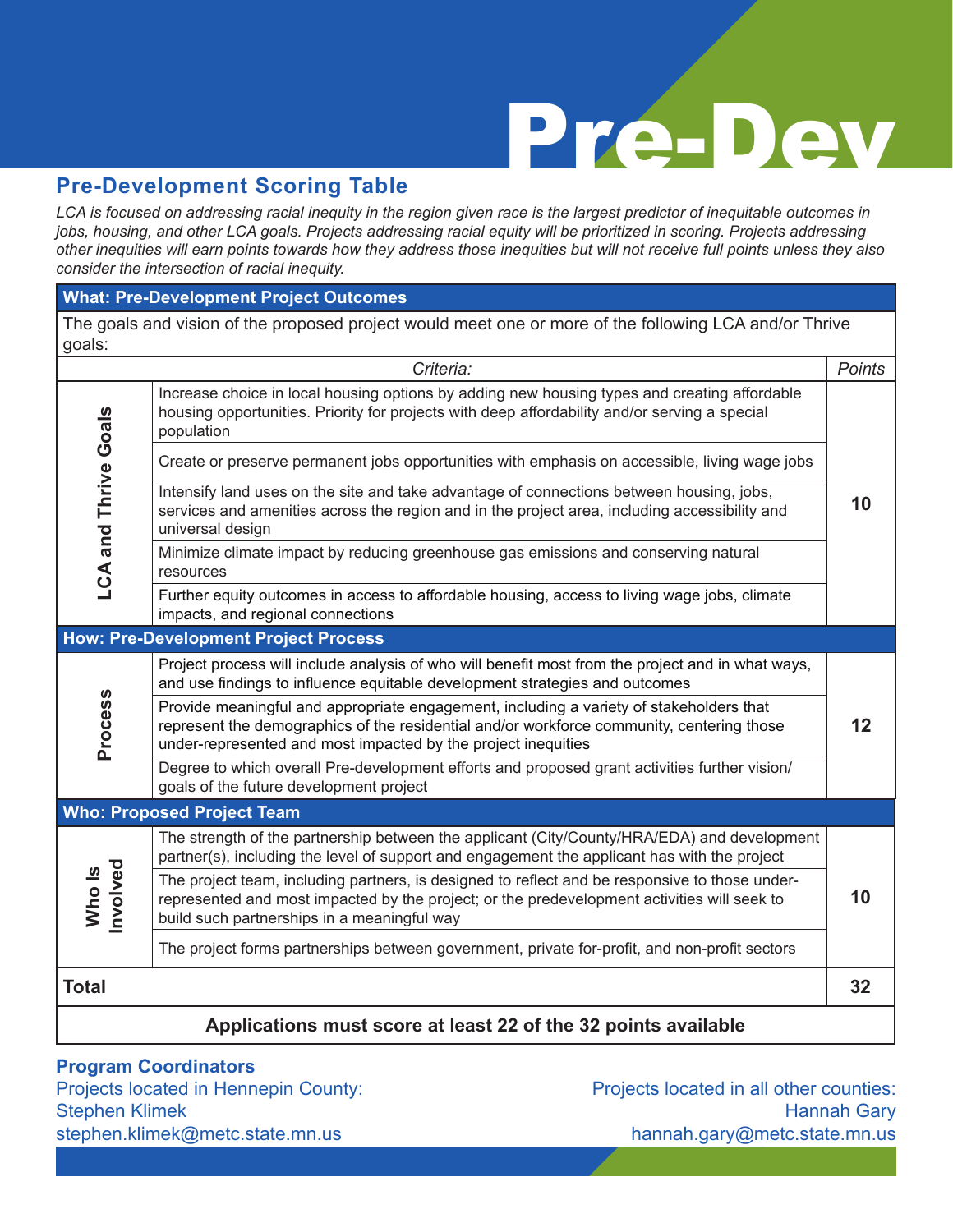# Pre-Dev

## Pre-Development Scoring Table

*LCA is focused on addressing racial inequity in the region given race is the largest predictor of inequitable outcomes in jobs, housing, and other LCA goals. Projects addressing racial equity will be prioritized in scoring. Projects addressing other inequities will earn points towards how they address those inequities but will not receive full points unless they also consider the intersection of racial inequity.*

| | | |
|---|---|---|
| **What: Pre-Development Project Outcomes** | | |
| The goals and vision of the proposed project would meet one or more of the following LCA and/or Thrive goals: | | |
| | *Criteria:* | *Points* |
| **LCA and Thrive Goals** | Increase choice in local housing options by adding new housing types and creating affordable housing opportunities. Priority for projects with deep affordability and/or serving a special population | **10** |
| | Create or preserve permanent jobs opportunities with emphasis on accessible, living wage jobs | |
| | Intensify land uses on the site and take advantage of connections between housing, jobs, services and amenities across the region and in the project area, including accessibility and universal design | |
| | Minimize climate impact by reducing greenhouse gas emissions and conserving natural resources | |
| | Further equity outcomes in access to affordable housing, access to living wage jobs, climate impacts, and regional connections | |
| **How: Pre-Development Project Process** | | |
| **Process** | Project process will include analysis of who will benefit most from the project and in what ways, and use findings to influence equitable development strategies and outcomes | **12** |
| | Provide meaningful and appropriate engagement, including a variety of stakeholders that represent the demographics of the residential and/or workforce community, centering those under-represented and most impacted by the project inequities | |
| | Degree to which overall Pre-development efforts and proposed grant activities further vision/ goals of the future development project | |
| **Who: Proposed Project Team** | | |
| **Who Is Involved** | The strength of the partnership between the applicant (City/County/HRA/EDA) and development partner(s), including the level of support and engagement the applicant has with the project | **10** |
| | The project team, including partners, is designed to reflect and be responsive to those under-represented and most impacted by the project; or the predevelopment activities will seek to build such partnerships in a meaningful way | |
| | The project forms partnerships between government, private for-profit, and non-profit sectors | |
| **Total** | | **32** |
| **Applications must score at least 22 of the 32 points available** | | |

### Program Coordinators

Projects located in Hennepin County:
Stephen Klimek
stephen.klimek@metc.state.mn.us

Projects located in all other counties:
Hannah Gary
hannah.gary@metc.state.mn.us